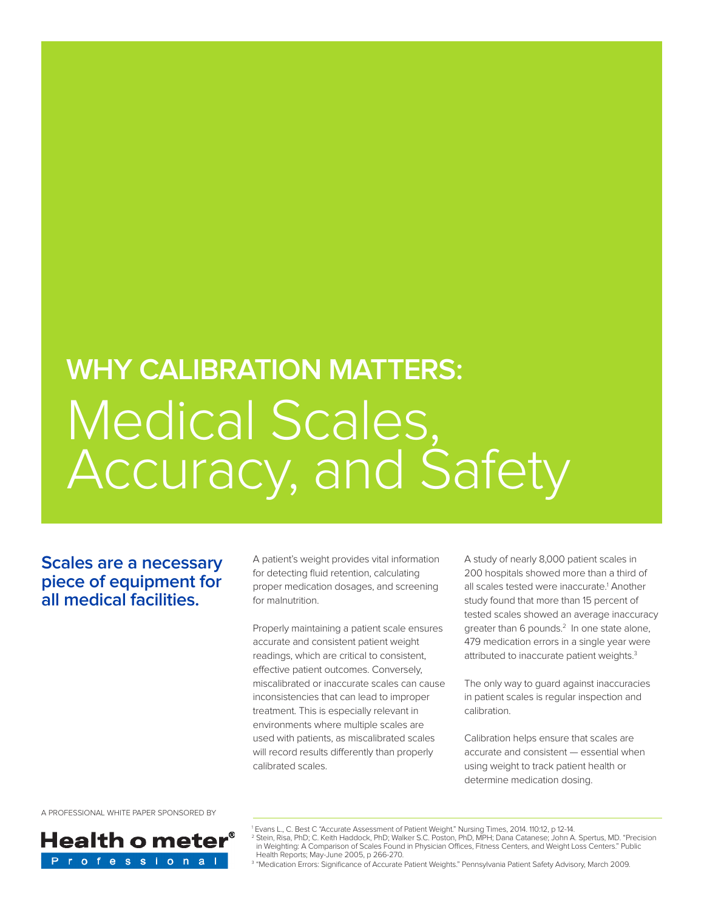# WHY CALIBRATION MATTERS: Medical Scales, Accuracy, and Safety

## Scales are a necessary piece of equipment for all medical facilities.

A patient's weight provides vital information for detecting fluid retention, calculating proper medication dosages, and screening for malnutrition.

Properly maintaining a patient scale ensures accurate and consistent patient weight readings, which are critical to consistent, effective patient outcomes. Conversely, miscalibrated or inaccurate scales can cause inconsistencies that can lead to improper treatment. This is especially relevant in environments where multiple scales are used with patients, as miscalibrated scales will record results differently than properly calibrated scales.

A study of nearly 8,000 patient scales in 200 hospitals showed more than a third of all scales tested were inaccurate.[1] Another study found that more than 15 percent of tested scales showed an average inaccuracy greater than 6 pounds.[2] In one state alone, 479 medication errors in a single year were attributed to inaccurate patient weights.[3]

The only way to guard against inaccuracies in patient scales is regular inspection and calibration.

Calibration helps ensure that scales are accurate and consistent — essential when using weight to track patient health or determine medication dosing.

A PROFESSIONAL WHITE PAPER SPONSORED BY

Health o meter® Professional

[1] Evans L., C. Best C "Accurate Assessment of Patient Weight." Nursing Times, 2014. 110:12, p 12-14.

[2] Stein, Risa, PhD; C. Keith Haddock, PhD; Walker S.C. Poston, PhD, MPH; Dana Catanese; John A. Spertus, MD. "Precision in Weighting: A Comparison of Scales Found in Physician Offices, Fitness Centers, and Weight Loss Centers." Public Health Reports; May-June 2005, p 266-270.

[3] "Medication Errors: Significance of Accurate Patient Weights." Pennsylvania Patient Safety Advisory, March 2009.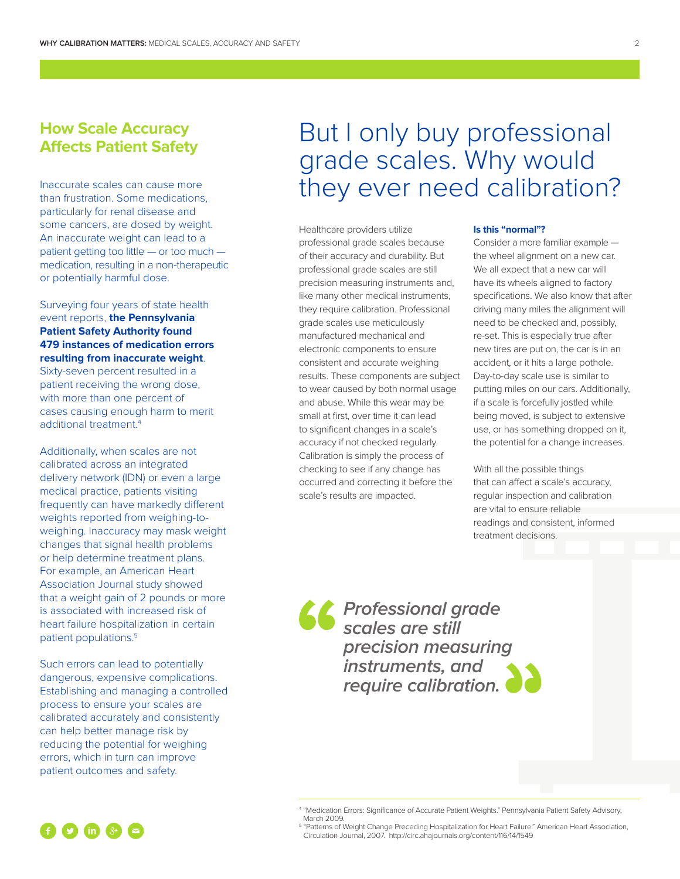## How Scale Accuracy Affects Patient Safety

Inaccurate scales can cause more than frustration. Some medications, particularly for renal disease and some cancers, are dosed by weight. An inaccurate weight can lead to a patient getting too little — or too much — medication, resulting in a non-therapeutic or potentially harmful dose.

Surveying four years of state health event reports, **the Pennsylvania Patient Safety Authority found 479 instances of medication errors resulting from inaccurate weight**. Sixty-seven percent resulted in a patient receiving the wrong dose, with more than one percent of cases causing enough harm to merit additional treatment.[4]

Additionally, when scales are not calibrated across an integrated delivery network (IDN) or even a large medical practice, patients visiting frequently can have markedly different weights reported from weighing-to-weighing. Inaccuracy may mask weight changes that signal health problems or help determine treatment plans. For example, an American Heart Association Journal study showed that a weight gain of 2 pounds or more is associated with increased risk of heart failure hospitalization in certain patient populations.[5]

Such errors can lead to potentially dangerous, expensive complications. Establishing and managing a controlled process to ensure your scales are calibrated accurately and consistently can help better manage risk by reducing the potential for weighing errors, which in turn can improve patient outcomes and safety.

# But I only buy professional grade scales. Why would they ever need calibration?

Healthcare providers utilize professional grade scales because of their accuracy and durability. But professional grade scales are still precision measuring instruments and, like many other medical instruments, they require calibration. Professional grade scales use meticulously manufactured mechanical and electronic components to ensure consistent and accurate weighing results. These components are subject to wear caused by both normal usage and abuse. While this wear may be small at first, over time it can lead to significant changes in a scale's accuracy if not checked regularly. Calibration is simply the process of checking to see if any change has occurred and correcting it before the scale's results are impacted.

**Is this "normal"?**

Consider a more familiar example — the wheel alignment on a new car. We all expect that a new car will have its wheels aligned to factory specifications. We also know that after driving many miles the alignment will need to be checked and, possibly, re-set. This is especially true after new tires are put on, the car is in an accident, or it hits a large pothole. Day-to-day scale use is similar to putting miles on our cars. Additionally, if a scale is forcefully jostled while being moved, is subject to extensive use, or has something dropped on it, the potential for a change increases.

With all the possible things that can affect a scale's accuracy, regular inspection and calibration are vital to ensure reliable readings and consistent, informed treatment decisions.

> ***"Professional grade scales are still precision measuring instruments, and require calibration."***

[4] "Medication Errors: Significance of Accurate Patient Weights." Pennsylvania Patient Safety Advisory, March 2009.

[5] "Patterns of Weight Change Preceding Hospitalization for Heart Failure." American Heart Association, Circulation Journal, 2007. http://circ.ahajournals.org/content/116/14/1549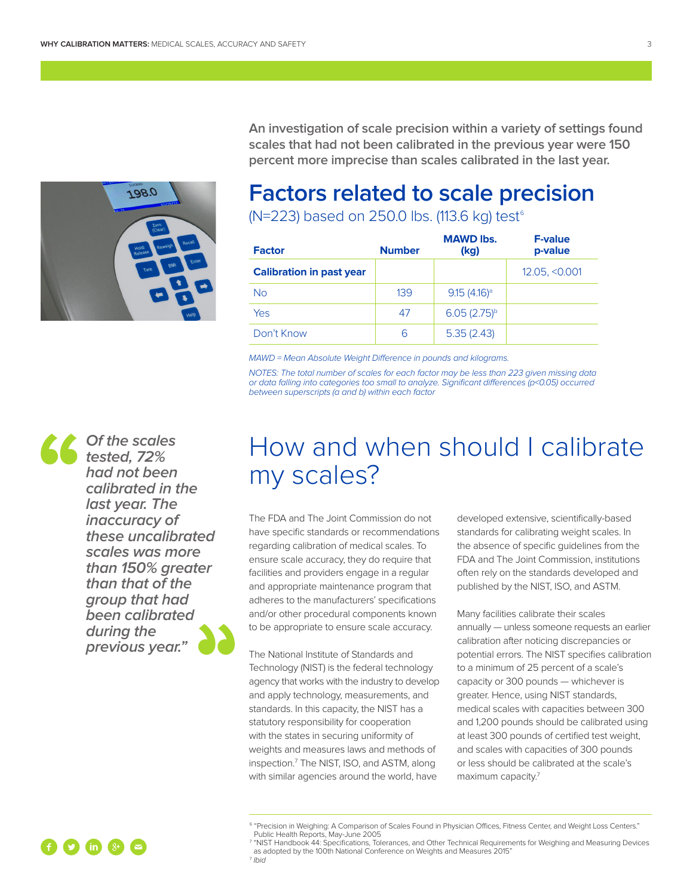An investigation of scale precision within a variety of settings found scales that had not been calibrated in the previous year were 150 percent more imprecise than scales calibrated in the last year.

## Factors related to scale precision

(N=223) based on 250.0 lbs. (113.6 kg) test[6]

| Factor | Number | MAWD lbs. (kg) | F-value p-value |
|---|---|---|---|
| **Calibration in past year** | | | 12.05, <0.001 |
| No | 139 | 9.15 (4.16)[a] | |
| Yes | 47 | 6.05 (2.75)[b] | |
| Don't Know | 6 | 5.35 (2.43) | |

*MAWD = Mean Absolute Weight Difference in pounds and kilograms.*

*NOTES: The total number of scales for each factor may be less than 223 given missing data or data falling into categories too small to analyze. Significant differences (p<0.05) occurred between superscripts (a and b) within each factor*

> *"Of the scales tested, 72% had not been calibrated in the last year. The inaccuracy of these uncalibrated scales was more than 150% greater than that of the group that had been calibrated during the previous year."*

# How and when should I calibrate my scales?

The FDA and The Joint Commission do not have specific standards or recommendations regarding calibration of medical scales. To ensure scale accuracy, they do require that facilities and providers engage in a regular and appropriate maintenance program that adheres to the manufacturers' specifications and/or other procedural components known to be appropriate to ensure scale accuracy.

The National Institute of Standards and Technology (NIST) is the federal technology agency that works with the industry to develop and apply technology, measurements, and standards. In this capacity, the NIST has a statutory responsibility for cooperation with the states in securing uniformity of weights and measures laws and methods of inspection.[7] The NIST, ISO, and ASTM, along with similar agencies around the world, have developed extensive, scientifically-based standards for calibrating weight scales. In the absence of specific guidelines from the FDA and The Joint Commission, institutions often rely on the standards developed and published by the NIST, ISO, and ASTM.

Many facilities calibrate their scales annually — unless someone requests an earlier calibration after noticing discrepancies or potential errors. The NIST specifies calibration to a minimum of 25 percent of a scale's capacity or 300 pounds — whichever is greater. Hence, using NIST standards, medical scales with capacities between 300 and 1,200 pounds should be calibrated using at least 300 pounds of certified test weight, and scales with capacities of 300 pounds or less should be calibrated at the scale's maximum capacity.[7]

---

[6] "Precision in Weighing: A Comparison of Scales Found in Physician Offices, Fitness Center, and Weight Loss Centers." Public Health Reports, May-June 2005

[7] "NIST Handbook 44: Specifications, Tolerances, and Other Technical Requirements for Weighing and Measuring Devices as adopted by the 100th National Conference on Weights and Measures 2015"

[7] *Ibid*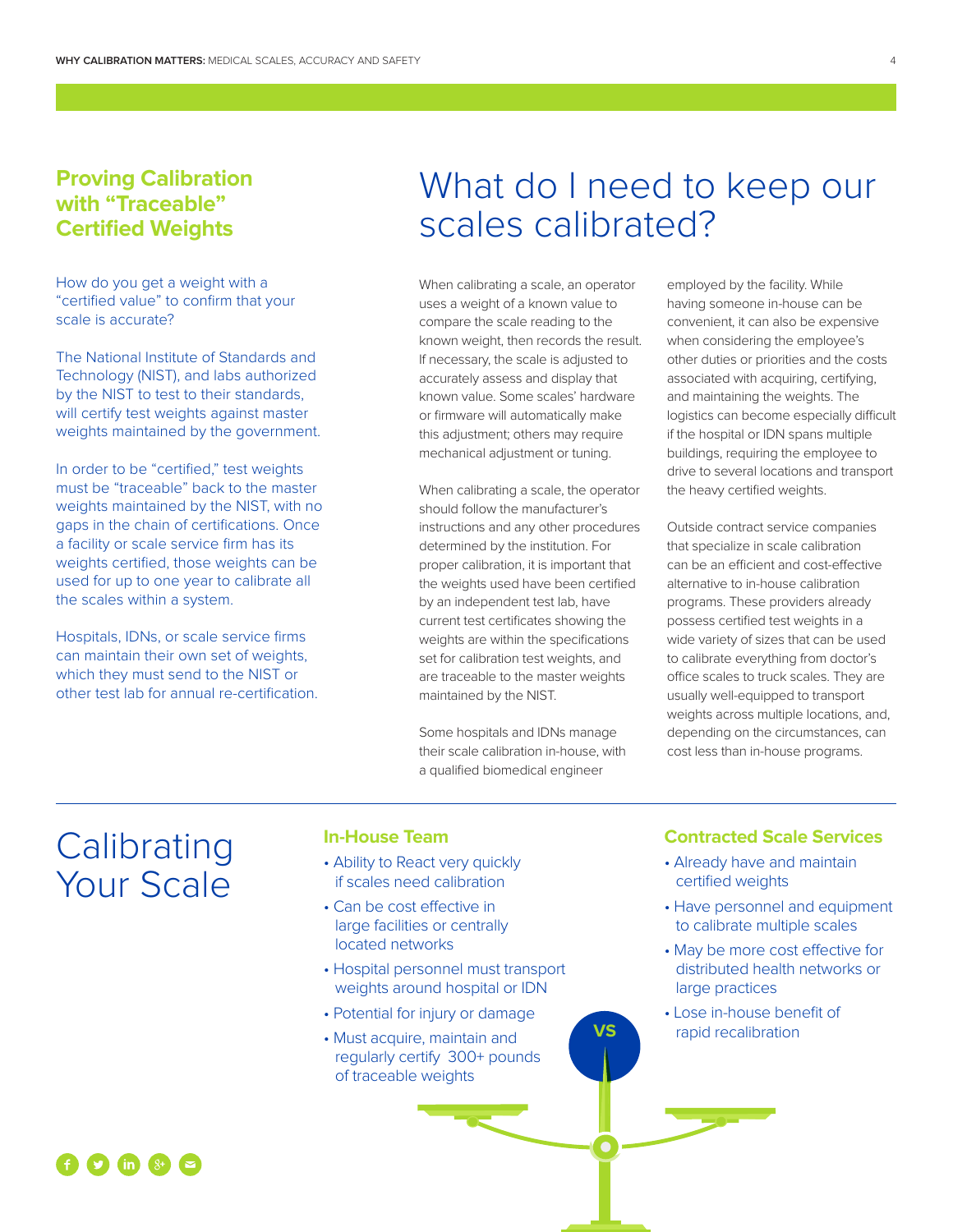## Proving Calibration with "Traceable" Certified Weights

How do you get a weight with a "certified value" to confirm that your scale is accurate?

The National Institute of Standards and Technology (NIST), and labs authorized by the NIST to test to their standards, will certify test weights against master weights maintained by the government.

In order to be "certified," test weights must be "traceable" back to the master weights maintained by the NIST, with no gaps in the chain of certifications. Once a facility or scale service firm has its weights certified, those weights can be used for up to one year to calibrate all the scales within a system.

Hospitals, IDNs, or scale service firms can maintain their own set of weights, which they must send to the NIST or other test lab for annual re-certification.

# What do I need to keep our scales calibrated?

When calibrating a scale, an operator uses a weight of a known value to compare the scale reading to the known weight, then records the result. If necessary, the scale is adjusted to accurately assess and display that known value. Some scales' hardware or firmware will automatically make this adjustment; others may require mechanical adjustment or tuning.

When calibrating a scale, the operator should follow the manufacturer's instructions and any other procedures determined by the institution. For proper calibration, it is important that the weights used have been certified by an independent test lab, have current test certificates showing the weights are within the specifications set for calibration test weights, and are traceable to the master weights maintained by the NIST.

Some hospitals and IDNs manage their scale calibration in-house, with a qualified biomedical engineer employed by the facility. While having someone in-house can be convenient, it can also be expensive when considering the employee's other duties or priorities and the costs associated with acquiring, certifying, and maintaining the weights. The logistics can become especially difficult if the hospital or IDN spans multiple buildings, requiring the employee to drive to several locations and transport the heavy certified weights.

Outside contract service companies that specialize in scale calibration can be an efficient and cost-effective alternative to in-house calibration programs. These providers already possess certified test weights in a wide variety of sizes that can be used to calibrate everything from doctor's office scales to truck scales. They are usually well-equipped to transport weights across multiple locations, and, depending on the circumstances, can cost less than in-house programs.

# Calibrating Your Scale

### In-House Team

- Ability to React very quickly if scales need calibration
- Can be cost effective in large facilities or centrally located networks
- Hospital personnel must transport weights around hospital or IDN
- Potential for injury or damage
- Must acquire, maintain and regularly certify 300+ pounds of traceable weights

**VS**

### Contracted Scale Services

- Already have and maintain certified weights
- Have personnel and equipment to calibrate multiple scales
- May be more cost effective for distributed health networks or large practices
- Lose in-house benefit of rapid recalibration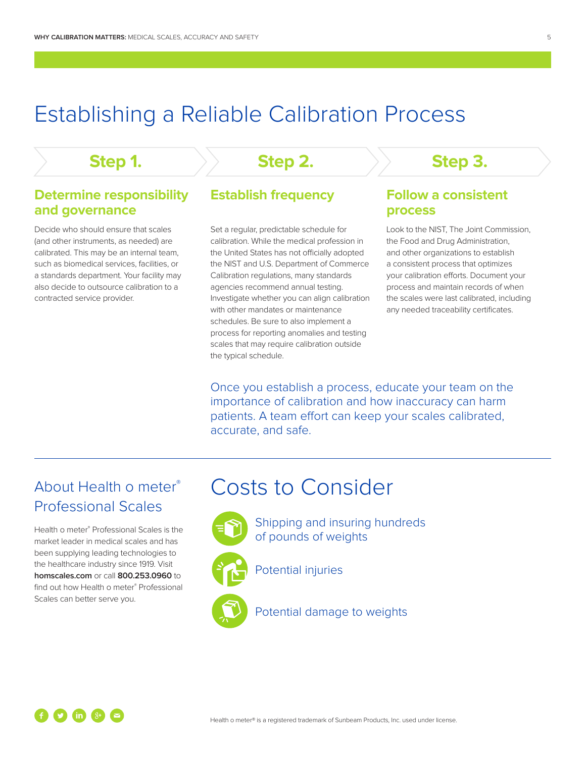# Establishing a Reliable Calibration Process

## Step 1.

### Determine responsibility and governance

Decide who should ensure that scales (and other instruments, as needed) are calibrated. This may be an internal team, such as biomedical services, facilities, or a standards department. Your facility may also decide to outsource calibration to a contracted service provider.

## Step 2.

### Establish frequency

Set a regular, predictable schedule for calibration. While the medical profession in the United States has not officially adopted the NIST and U.S. Department of Commerce Calibration regulations, many standards agencies recommend annual testing. Investigate whether you can align calibration with other mandates or maintenance schedules. Be sure to also implement a process for reporting anomalies and testing scales that may require calibration outside the typical schedule.

## Step 3.

### Follow a consistent process

Look to the NIST, The Joint Commission, the Food and Drug Administration, and other organizations to establish a consistent process that optimizes your calibration efforts. Document your process and maintain records of when the scales were last calibrated, including any needed traceability certificates.

Once you establish a process, educate your team on the importance of calibration and how inaccuracy can harm patients. A team effort can keep your scales calibrated, accurate, and safe.

---

## About Health o meter® Professional Scales

Health o meter® Professional Scales is the market leader in medical scales and has been supplying leading technologies to the healthcare industry since 1919. Visit **homscales.com** or call **800.253.0960** to find out how Health o meter® Professional Scales can better serve you.

# Costs to Consider

- Shipping and insuring hundreds of pounds of weights
- Potential injuries
- Potential damage to weights

Health o meter® is a registered trademark of Sunbeam Products, Inc. used under license.